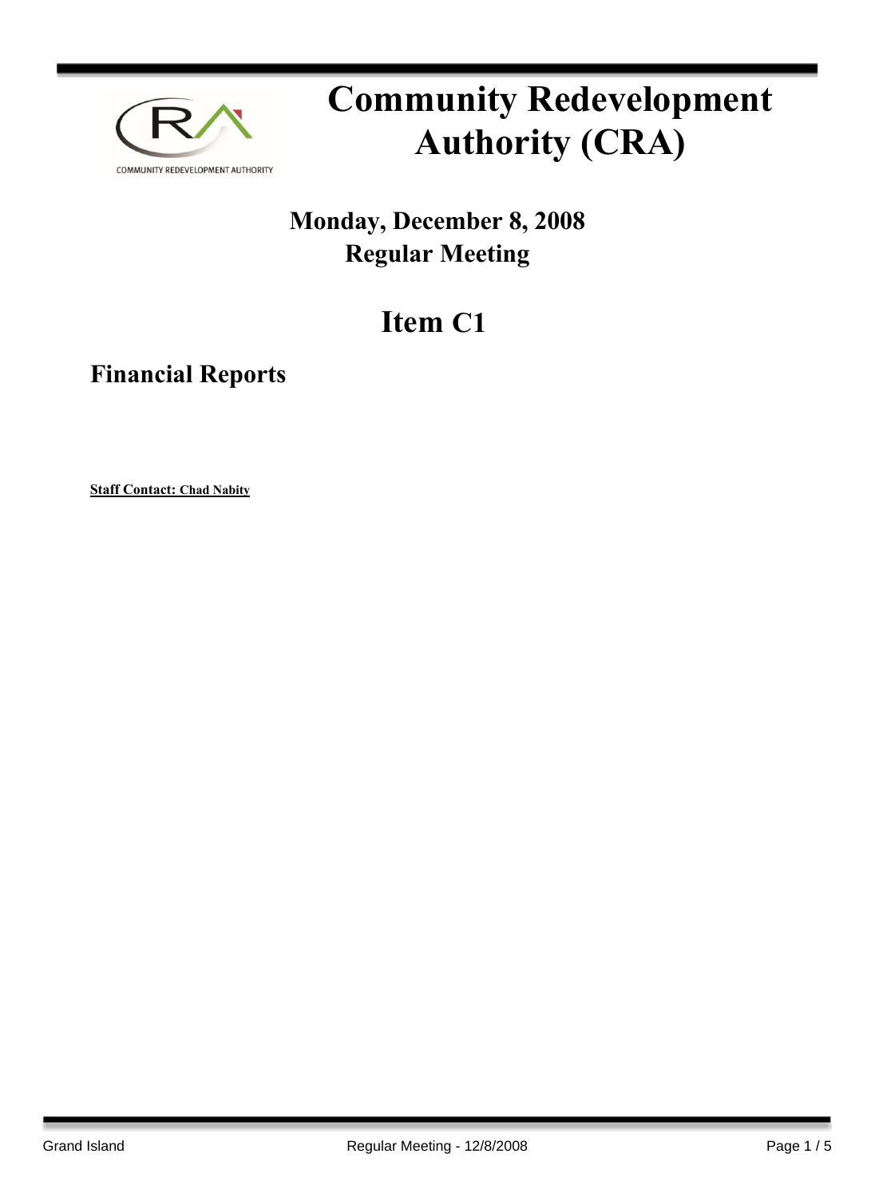# Community Redevelopment Authority (CRA)

## Monday, December 8, 2008
## Regular Meeting

# Item C1

## Financial Reports

**Staff Contact: Chad Nabity**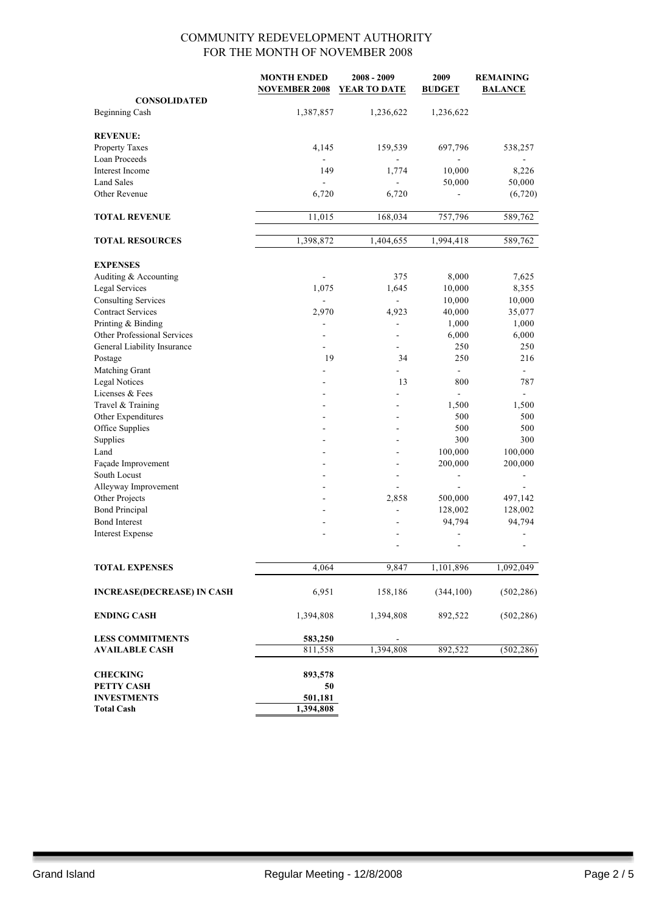# COMMUNITY REDEVELOPMENT AUTHORITY
## FOR THE MONTH OF NOVEMBER 2008

| | MONTH ENDED NOVEMBER 2008 | 2008 - 2009 YEAR TO DATE | 2009 BUDGET | REMAINING BALANCE |
|---|---|---|---|---|
| **CONSOLIDATED** | | | | |
| Beginning Cash | 1,387,857 | 1,236,622 | 1,236,622 | |
| | | | | |
| **REVENUE:** | | | | |
| Property Taxes | 4,145 | 159,539 | 697,796 | 538,257 |
| Loan Proceeds | - | - | - | - |
| Interest Income | 149 | 1,774 | 10,000 | 8,226 |
| Land Sales | - | - | 50,000 | 50,000 |
| Other Revenue | 6,720 | 6,720 | - | (6,720) |
| | | | | |
| **TOTAL REVENUE** | 11,015 | 168,034 | 757,796 | 589,762 |
| | | | | |
| **TOTAL RESOURCES** | 1,398,872 | 1,404,655 | 1,994,418 | 589,762 |
| | | | | |
| **EXPENSES** | | | | |
| Auditing & Accounting | - | 375 | 8,000 | 7,625 |
| Legal Services | 1,075 | 1,645 | 10,000 | 8,355 |
| Consulting Services | - | - | 10,000 | 10,000 |
| Contract Services | 2,970 | 4,923 | 40,000 | 35,077 |
| Printing & Binding | - | - | 1,000 | 1,000 |
| Other Professional Services | - | - | 6,000 | 6,000 |
| General Liability Insurance | - | - | 250 | 250 |
| Postage | 19 | 34 | 250 | 216 |
| Matching Grant | - | - | - | - |
| Legal Notices | - | 13 | 800 | 787 |
| Licenses & Fees | - | - | - | - |
| Travel & Training | - | - | 1,500 | 1,500 |
| Other Expenditures | - | - | 500 | 500 |
| Office Supplies | - | - | 500 | 500 |
| Supplies | - | - | 300 | 300 |
| Land | - | - | 100,000 | 100,000 |
| Façade Improvement | - | - | 200,000 | 200,000 |
| South Locust | - | - | - | - |
| Alleyway Improvement | - | - | - | - |
| Other Projects | - | 2,858 | 500,000 | 497,142 |
| Bond Principal | - | - | 128,002 | 128,002 |
| Bond Interest | - | - | 94,794 | 94,794 |
| Interest Expense | - | - | - | - |
| | | - | - | - |
| | | | | |
| **TOTAL EXPENSES** | 4,064 | 9,847 | 1,101,896 | 1,092,049 |
| | | | | |
| **INCREASE(DECREASE) IN CASH** | 6,951 | 158,186 | (344,100) | (502,286) |
| | | | | |
| **ENDING CASH** | 1,394,808 | 1,394,808 | 892,522 | (502,286) |
| | | | | |
| **LESS COMMITMENTS** | **583,250** | - | | |
| **AVAILABLE CASH** | 811,558 | 1,394,808 | 892,522 | (502,286) |
| | | | | |
| **CHECKING** | **893,578** | | | |
| **PETTY CASH** | **50** | | | |
| **INVESTMENTS** | **501,181** | | | |
| **Total Cash** | **1,394,808** | | | |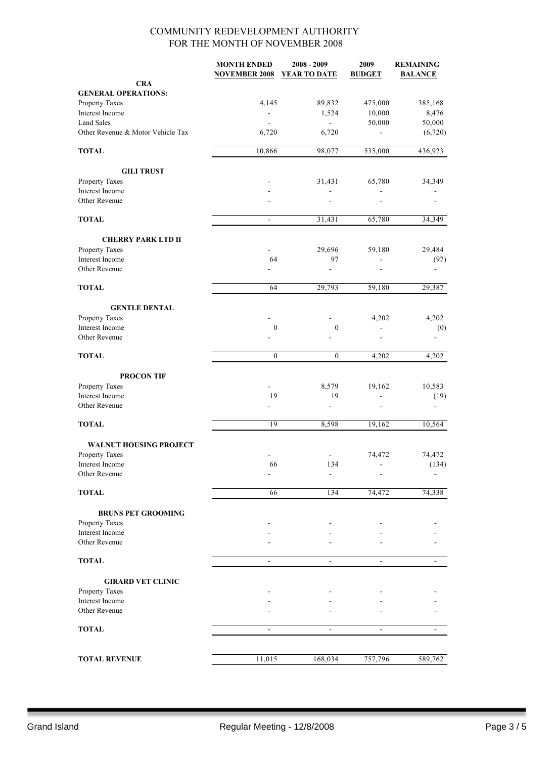# COMMUNITY REDEVELOPMENT AUTHORITY
## FOR THE MONTH OF NOVEMBER 2008

| | MONTH ENDED NOVEMBER 2008 | 2008 - 2009 YEAR TO DATE | 2009 BUDGET | REMAINING BALANCE |
|---|---|---|---|---|
| **CRA** | | | | |
| **GENERAL OPERATIONS:** | | | | |
| Property Taxes | 4,145 | 89,832 | 475,000 | 385,168 |
| Interest Income | - | 1,524 | 10,000 | 8,476 |
| Land Sales | - | - | 50,000 | 50,000 |
| Other Revenue & Motor Vehicle Tax | 6,720 | 6,720 | - | (6,720) |
| **TOTAL** | 10,866 | 98,077 | 535,000 | 436,923 |
| **GILI TRUST** | | | | |
| Property Taxes | - | 31,431 | 65,780 | 34,349 |
| Interest Income | - | - | - | - |
| Other Revenue | - | - | - | - |
| **TOTAL** | - | 31,431 | 65,780 | 34,349 |
| **CHERRY PARK LTD II** | | | | |
| Property Taxes | - | 29,696 | 59,180 | 29,484 |
| Interest Income | 64 | 97 | - | (97) |
| Other Revenue | - | - | - | - |
| **TOTAL** | 64 | 29,793 | 59,180 | 29,387 |
| **GENTLE DENTAL** | | | | |
| Property Taxes | - | - | 4,202 | 4,202 |
| Interest Income | 0 | 0 | - | (0) |
| Other Revenue | - | - | - | - |
| **TOTAL** | 0 | 0 | 4,202 | 4,202 |
| **PROCON TIF** | | | | |
| Property Taxes | - | 8,579 | 19,162 | 10,583 |
| Interest Income | 19 | 19 | - | (19) |
| Other Revenue | - | - | - | - |
| **TOTAL** | 19 | 8,598 | 19,162 | 10,564 |
| **WALNUT HOUSING PROJECT** | | | | |
| Property Taxes | - | - | 74,472 | 74,472 |
| Interest Income | 66 | 134 | - | (134) |
| Other Revenue | - | - | - | - |
| **TOTAL** | 66 | 134 | 74,472 | 74,338 |
| **BRUNS PET GROOMING** | | | | |
| Property Taxes | - | - | - | - |
| Interest Income | - | - | - | - |
| Other Revenue | - | - | - | - |
| **TOTAL** | - | - | - | - |
| **GIRARD VET CLINIC** | | | | |
| Property Taxes | - | - | - | - |
| Interest Income | - | - | - | - |
| Other Revenue | - | - | - | - |
| **TOTAL** | - | - | - | - |
| **TOTAL REVENUE** | 11,015 | 168,034 | 757,796 | 589,762 |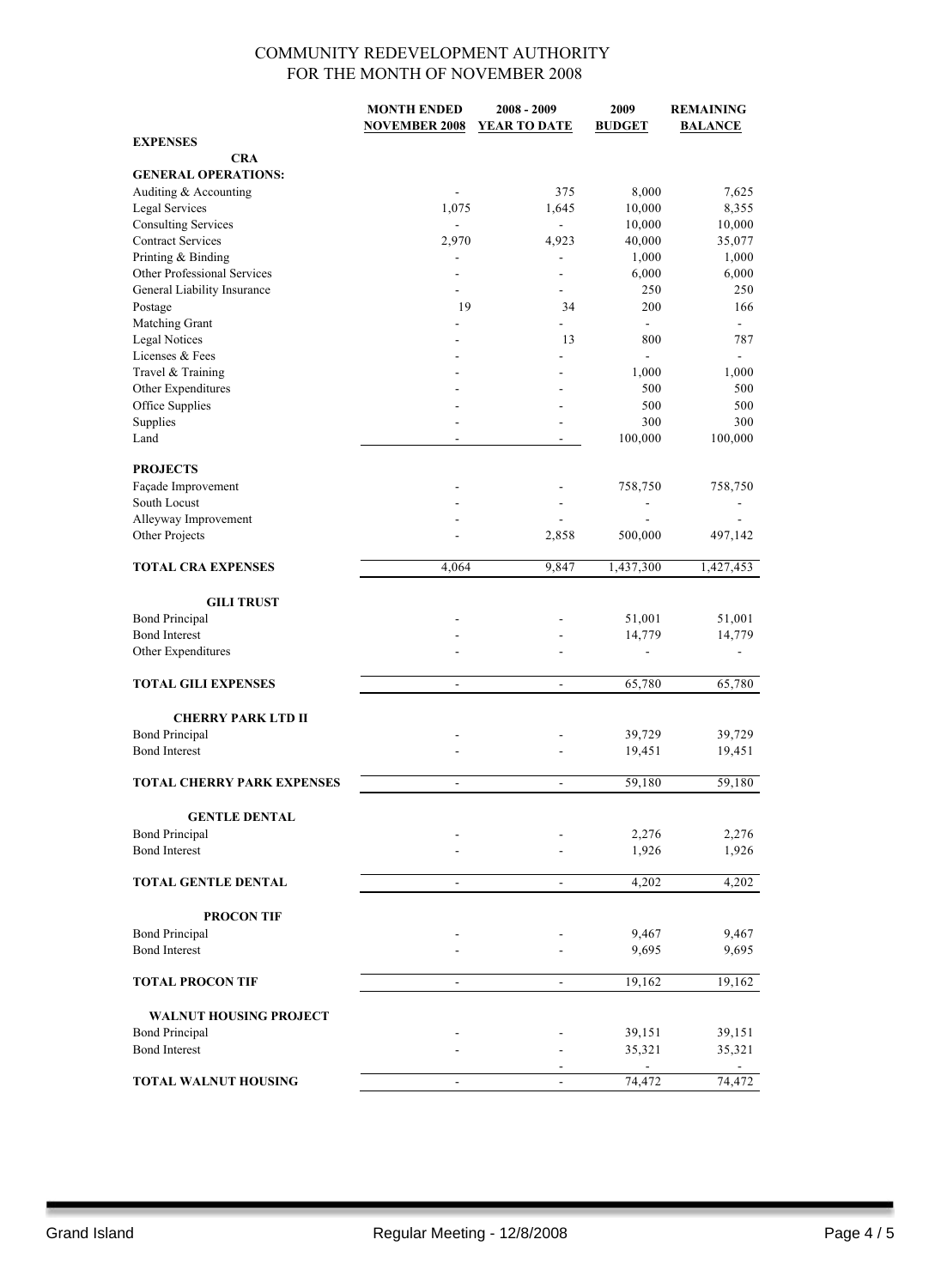# COMMUNITY REDEVELOPMENT AUTHORITY
## FOR THE MONTH OF NOVEMBER 2008

| | MONTH ENDED NOVEMBER 2008 | 2008 - 2009 YEAR TO DATE | 2009 BUDGET | REMAINING BALANCE |
|---|---|---|---|---|
| **EXPENSES** | | | | |
| **CRA** | | | | |
| **GENERAL OPERATIONS:** | | | | |
| Auditing & Accounting | - | 375 | 8,000 | 7,625 |
| Legal Services | 1,075 | 1,645 | 10,000 | 8,355 |
| Consulting Services | - | - | 10,000 | 10,000 |
| Contract Services | 2,970 | 4,923 | 40,000 | 35,077 |
| Printing & Binding | - | - | 1,000 | 1,000 |
| Other Professional Services | - | - | 6,000 | 6,000 |
| General Liability Insurance | - | - | 250 | 250 |
| Postage | 19 | 34 | 200 | 166 |
| Matching Grant | - | - | - | - |
| Legal Notices | - | 13 | 800 | 787 |
| Licenses & Fees | - | - | - | - |
| Travel & Training | - | - | 1,000 | 1,000 |
| Other Expenditures | - | - | 500 | 500 |
| Office Supplies | - | - | 500 | 500 |
| Supplies | - | - | 300 | 300 |
| Land | - | - | 100,000 | 100,000 |
| **PROJECTS** | | | | |
| Façade Improvement | - | - | 758,750 | 758,750 |
| South Locust | - | - | - | - |
| Alleyway Improvement | - | - | - | - |
| Other Projects | - | 2,858 | 500,000 | 497,142 |
| **TOTAL CRA EXPENSES** | 4,064 | 9,847 | 1,437,300 | 1,427,453 |
| **GILI TRUST** | | | | |
| Bond Principal | - | - | 51,001 | 51,001 |
| Bond Interest | - | - | 14,779 | 14,779 |
| Other Expenditures | - | - | - | - |
| **TOTAL GILI EXPENSES** | - | - | 65,780 | 65,780 |
| **CHERRY PARK LTD II** | | | | |
| Bond Principal | - | - | 39,729 | 39,729 |
| Bond Interest | - | - | 19,451 | 19,451 |
| **TOTAL CHERRY PARK EXPENSES** | - | - | 59,180 | 59,180 |
| **GENTLE DENTAL** | | | | |
| Bond Principal | - | - | 2,276 | 2,276 |
| Bond Interest | - | - | 1,926 | 1,926 |
| **TOTAL GENTLE DENTAL** | - | - | 4,202 | 4,202 |
| **PROCON TIF** | | | | |
| Bond Principal | - | - | 9,467 | 9,467 |
| Bond Interest | - | - | 9,695 | 9,695 |
| **TOTAL PROCON TIF** | - | - | 19,162 | 19,162 |
| **WALNUT HOUSING PROJECT** | | | | |
| Bond Principal | - | - | 39,151 | 39,151 |
| Bond Interest | - | - | 35,321 | 35,321 |
| | | - | - | - |
| **TOTAL WALNUT HOUSING** | - | - | 74,472 | 74,472 |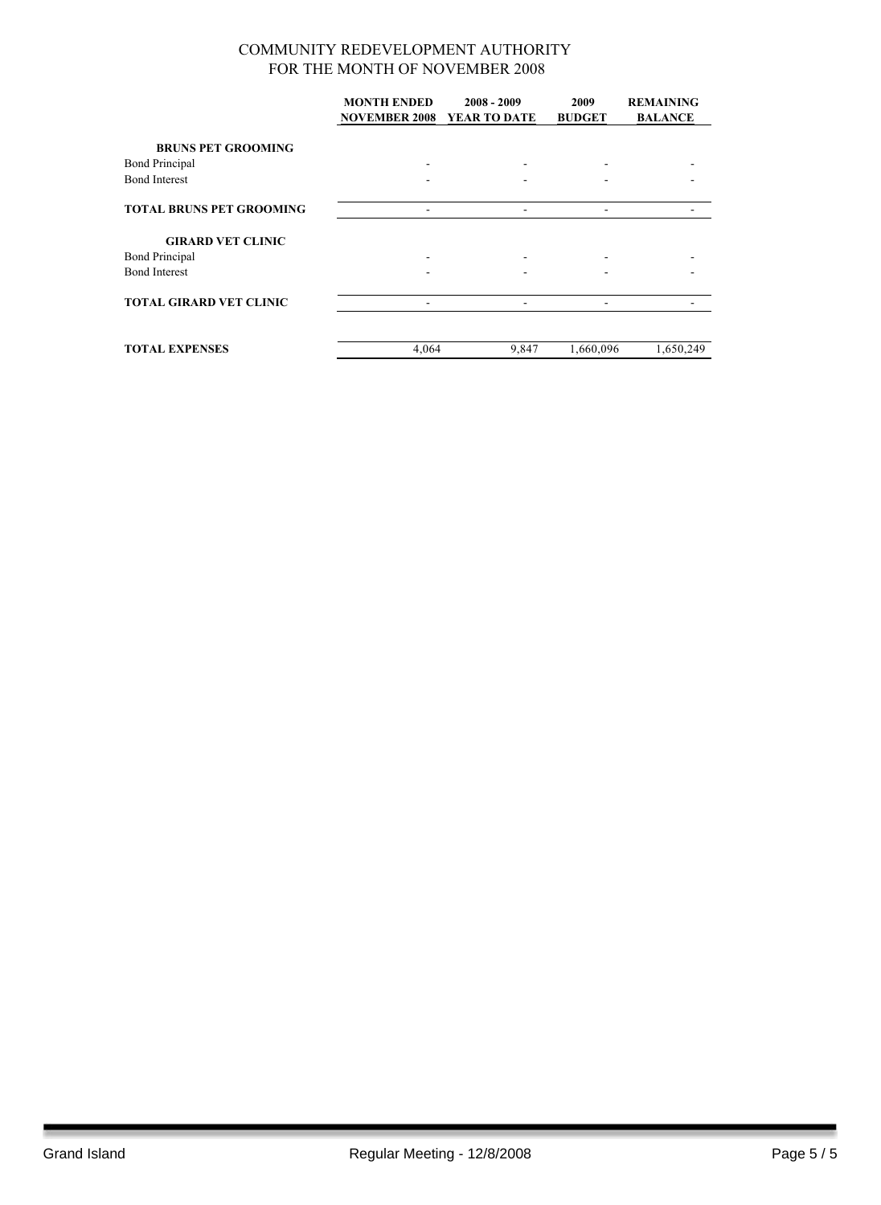COMMUNITY REDEVELOPMENT AUTHORITY
FOR THE MONTH OF NOVEMBER 2008

| | MONTH ENDED NOVEMBER 2008 | 2008 - 2009 YEAR TO DATE | 2009 BUDGET | REMAINING BALANCE |
|---|---|---|---|---|
| **BRUNS PET GROOMING** | | | | |
| Bond Principal | - | - | - | - |
| Bond Interest | - | - | - | - |
| **TOTAL BRUNS PET GROOMING** | - | - | - | - |
| **GIRARD VET CLINIC** | | | | |
| Bond Principal | - | - | - | - |
| Bond Interest | - | - | - | - |
| **TOTAL GIRARD VET CLINIC** | - | - | - | - |
| **TOTAL EXPENSES** | 4,064 | 9,847 | 1,660,096 | 1,650,249 |